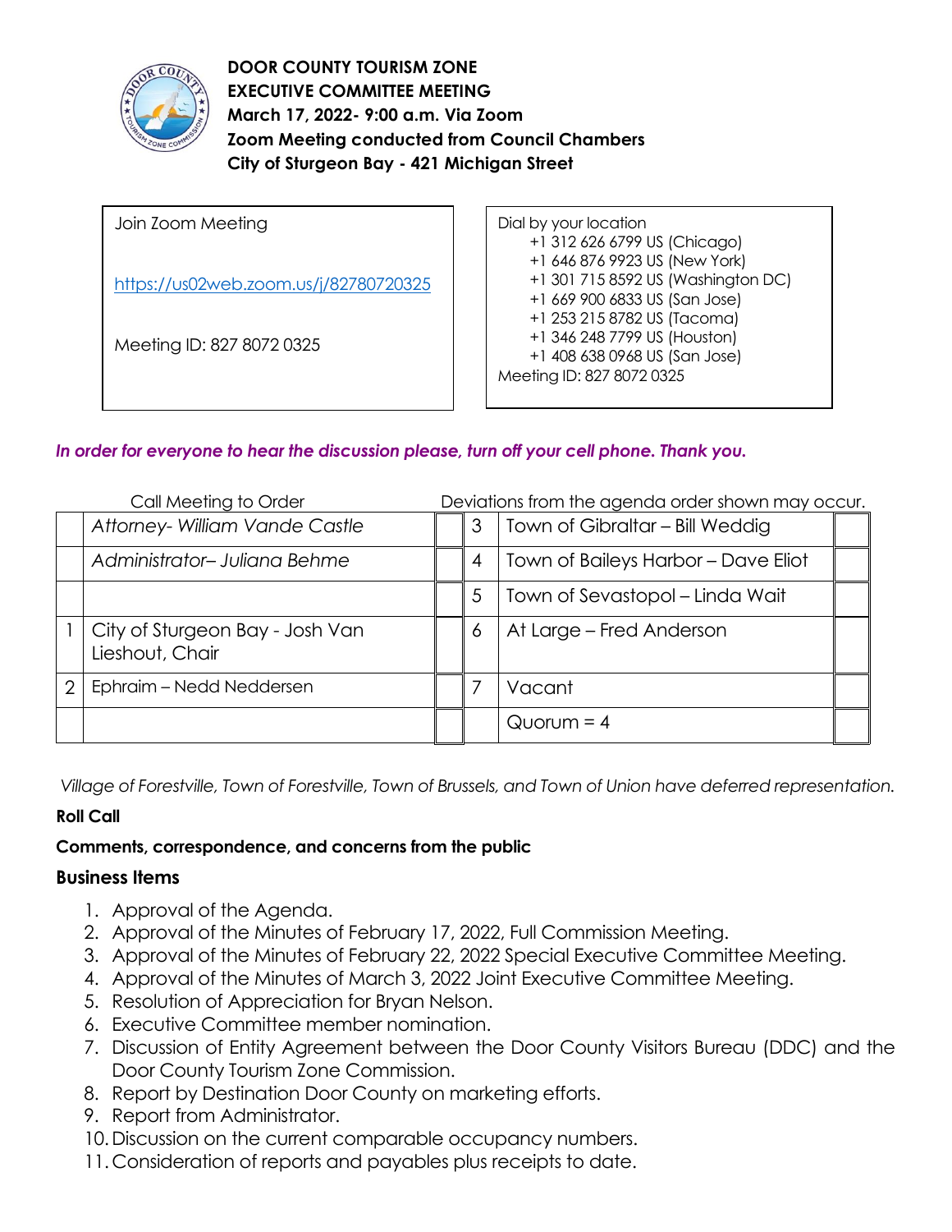**DOOR COUNTY TOURISM ZONE**
**EXECUTIVE COMMITTEE MEETING**
**March 17, 2022- 9:00 a.m. Via Zoom**
**Zoom Meeting conducted from Council Chambers**
**City of Sturgeon Bay - 421 Michigan Street**

| Join Zoom Meeting<br><br>https://us02web.zoom.us/j/82780720325<br><br>Meeting ID: 827 8072 0325 | Dial by your location<br>+1 312 626 6799 US (Chicago)<br>+1 646 876 9923 US (New York)<br>+1 301 715 8592 US (Washington DC)<br>+1 669 900 6833 US (San Jose)<br>+1 253 215 8782 US (Tacoma)<br>+1 346 248 7799 US (Houston)<br>+1 408 638 0968 US (San Jose)<br>Meeting ID: 827 8072 0325 |
|---|---|

***In order for everyone to hear the discussion please, turn off your cell phone. Thank you.***

Call Meeting to Order — Deviations from the agenda order shown may occur.

| | | | | | |
|---|---|---|---|---|---|
| | *Attorney- William Vande Castle* | | 3 | Town of Gibraltar – Bill Weddig | |
| | *Administrator– Juliana Behme* | | 4 | Town of Baileys Harbor – Dave Eliot | |
| | | | 5 | Town of Sevastopol – Linda Wait | |
| 1 | City of Sturgeon Bay - Josh Van Lieshout, Chair | | 6 | At Large – Fred Anderson | |
| 2 | Ephraim – Nedd Neddersen | | 7 | Vacant | |
| | | | | Quorum = 4 | |

*Village of Forestville, Town of Forestville, Town of Brussels, and Town of Union have deferred representation.*

**Roll Call**

**Comments, correspondence, and concerns from the public**

## Business Items

1. Approval of the Agenda.
2. Approval of the Minutes of February 17, 2022, Full Commission Meeting.
3. Approval of the Minutes of February 22, 2022 Special Executive Committee Meeting.
4. Approval of the Minutes of March 3, 2022 Joint Executive Committee Meeting.
5. Resolution of Appreciation for Bryan Nelson.
6. Executive Committee member nomination.
7. Discussion of Entity Agreement between the Door County Visitors Bureau (DDC) and the Door County Tourism Zone Commission.
8. Report by Destination Door County on marketing efforts.
9. Report from Administrator.
10. Discussion on the current comparable occupancy numbers.
11. Consideration of reports and payables plus receipts to date.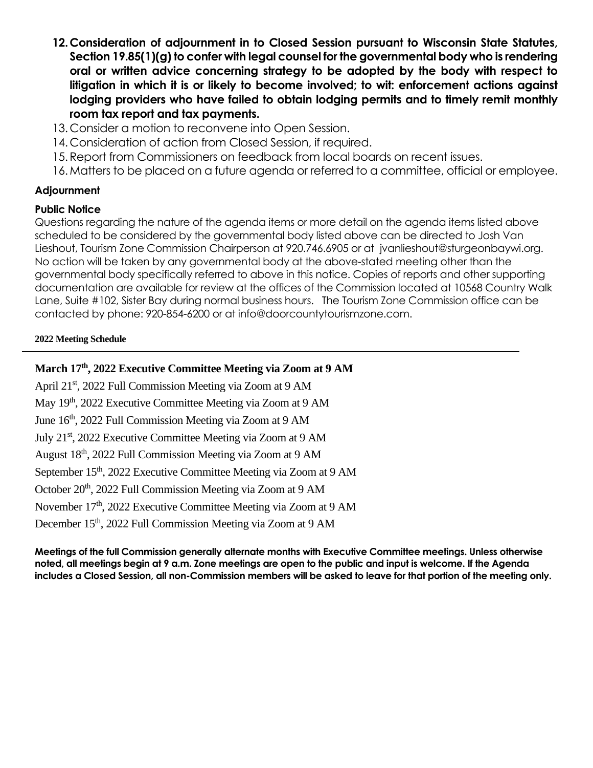12. **Consideration of adjournment in to Closed Session pursuant to Wisconsin State Statutes, Section 19.85(1)(g) to confer with legal counsel for the governmental body who is rendering oral or written advice concerning strategy to be adopted by the body with respect to litigation in which it is or likely to become involved; to wit: enforcement actions against lodging providers who have failed to obtain lodging permits and to timely remit monthly room tax report and tax payments.**
13. Consider a motion to reconvene into Open Session.
14. Consideration of action from Closed Session, if required.
15. Report from Commissioners on feedback from local boards on recent issues.
16. Matters to be placed on a future agenda or referred to a committee, official or employee.

**Adjournment**

**Public Notice**

Questions regarding the nature of the agenda items or more detail on the agenda items listed above scheduled to be considered by the governmental body listed above can be directed to Josh Van Lieshout, Tourism Zone Commission Chairperson at 920.746.6905 or at jvanlieshout@sturgeonbaywi.org. No action will be taken by any governmental body at the above-stated meeting other than the governmental body specifically referred to above in this notice. Copies of reports and other supporting documentation are available for review at the offices of the Commission located at 10568 Country Walk Lane, Suite #102, Sister Bay during normal business hours. The Tourism Zone Commission office can be contacted by phone: 920-854-6200 or at info@doorcountytourismzone.com.

**2022 Meeting Schedule**

---

**March 17th, 2022 Executive Committee Meeting via Zoom at 9 AM**

April 21st, 2022 Full Commission Meeting via Zoom at 9 AM

May 19th, 2022 Executive Committee Meeting via Zoom at 9 AM

June 16th, 2022 Full Commission Meeting via Zoom at 9 AM

July 21st, 2022 Executive Committee Meeting via Zoom at 9 AM

August 18th, 2022 Full Commission Meeting via Zoom at 9 AM

September 15th, 2022 Executive Committee Meeting via Zoom at 9 AM

October 20th, 2022 Full Commission Meeting via Zoom at 9 AM

November 17th, 2022 Executive Committee Meeting via Zoom at 9 AM

December 15th, 2022 Full Commission Meeting via Zoom at 9 AM

**Meetings of the full Commission generally alternate months with Executive Committee meetings. Unless otherwise noted, all meetings begin at 9 a.m. Zone meetings are open to the public and input is welcome. If the Agenda includes a Closed Session, all non-Commission members will be asked to leave for that portion of the meeting only.**